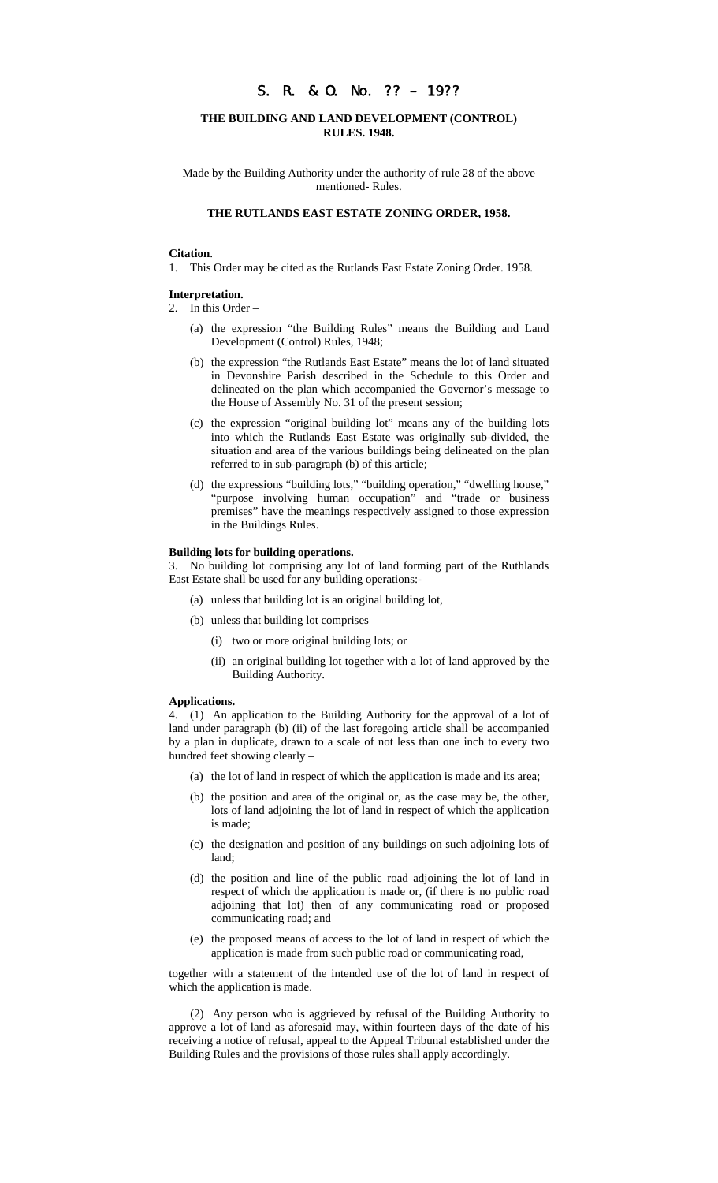# S. R. & O. No. ?? – 19??

## THE BUILDING AND LAND DEVELOPMENT (CONTROL) RULES. 1948.

Made by the Building Authority under the authority of rule 28 of the above mentioned- Rules.

## THE RUTLANDS EAST ESTATE ZONING ORDER, 1958.

**Citation**.

1. This Order may be cited as the Rutlands East Estate Zoning Order. 1958.

**Interpretation.**

2. In this Order –

   (a) the expression "the Building Rules" means the Building and Land Development (Control) Rules, 1948;

   (b) the expression "the Rutlands East Estate" means the lot of land situated in Devonshire Parish described in the Schedule to this Order and delineated on the plan which accompanied the Governor's message to the House of Assembly No. 31 of the present session;

   (c) the expression "original building lot" means any of the building lots into which the Rutlands East Estate was originally sub-divided, the situation and area of the various buildings being delineated on the plan referred to in sub-paragraph (b) of this article;

   (d) the expressions "building lots," "building operation," "dwelling house," "purpose involving human occupation" and "trade or business premises" have the meanings respectively assigned to those expression in the Buildings Rules.

**Building lots for building operations.**

3. No building lot comprising any lot of land forming part of the Ruthlands East Estate shall be used for any building operations:-

   (a) unless that building lot is an original building lot,

   (b) unless that building lot comprises –

      (i) two or more original building lots; or

      (ii) an original building lot together with a lot of land approved by the Building Authority.

**Applications.**

4. (1) An application to the Building Authority for the approval of a lot of land under paragraph (b) (ii) of the last foregoing article shall be accompanied by a plan in duplicate, drawn to a scale of not less than one inch to every two hundred feet showing clearly –

   (a) the lot of land in respect of which the application is made and its area;

   (b) the position and area of the original or, as the case may be, the other, lots of land adjoining the lot of land in respect of which the application is made;

   (c) the designation and position of any buildings on such adjoining lots of land;

   (d) the position and line of the public road adjoining the lot of land in respect of which the application is made or, (if there is no public road adjoining that lot) then of any communicating road or proposed communicating road; and

   (e) the proposed means of access to the lot of land in respect of which the application is made from such public road or communicating road,

together with a statement of the intended use of the lot of land in respect of which the application is made.

(2) Any person who is aggrieved by refusal of the Building Authority to approve a lot of land as aforesaid may, within fourteen days of the date of his receiving a notice of refusal, appeal to the Appeal Tribunal established under the Building Rules and the provisions of those rules shall apply accordingly.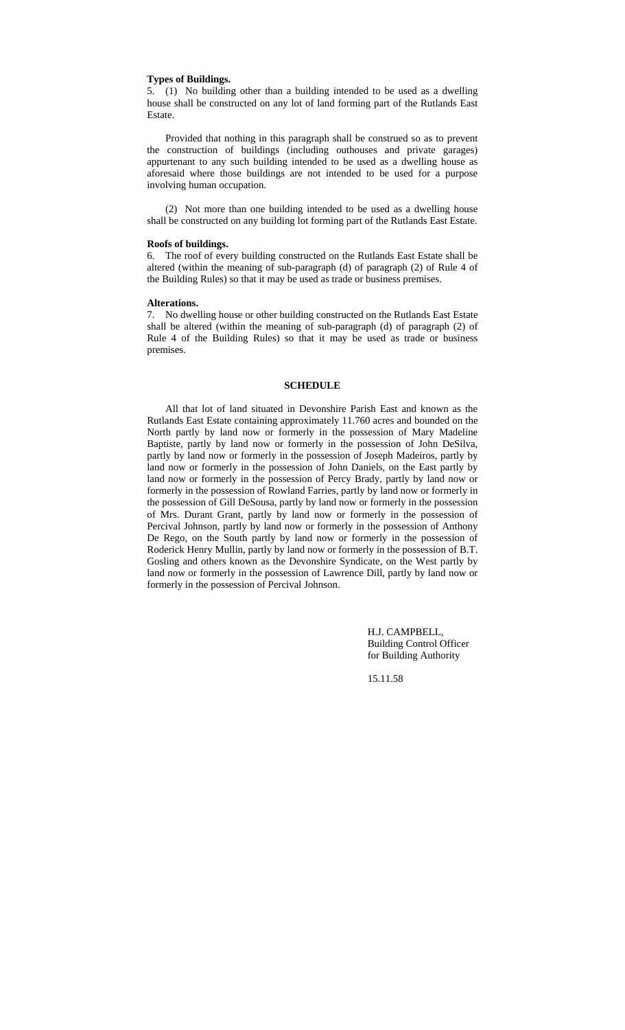**Types of Buildings.**

5. (1) No building other than a building intended to be used as a dwelling house shall be constructed on any lot of land forming part of the Rutlands East Estate.

Provided that nothing in this paragraph shall be construed so as to prevent the construction of buildings (including outhouses and private garages) appurtenant to any such building intended to be used as a dwelling house as aforesaid where those buildings are not intended to be used for a purpose involving human occupation.

(2) Not more than one building intended to be used as a dwelling house shall be constructed on any building lot forming part of the Rutlands East Estate.

**Roofs of buildings.**

6. The roof of every building constructed on the Rutlands East Estate shall be altered (within the meaning of sub-paragraph (d) of paragraph (2) of Rule 4 of the Building Rules) so that it may be used as trade or business premises.

**Alterations.**

7. No dwelling house or other building constructed on the Rutlands East Estate shall be altered (within the meaning of sub-paragraph (d) of paragraph (2) of Rule 4 of the Building Rules) so that it may be used as trade or business premises.

## SCHEDULE

All that lot of land situated in Devonshire Parish East and known as the Rutlands East Estate containing approximately 11.760 acres and bounded on the North partly by land now or formerly in the possession of Mary Madeline Baptiste, partly by land now or formerly in the possession of John DeSilva, partly by land now or formerly in the possession of Joseph Madeiros, partly by land now or formerly in the possession of John Daniels, on the East partly by land now or formerly in the possession of Percy Brady, partly by land now or formerly in the possession of Rowland Farries, partly by land now or formerly in the possession of Gill DeSousa, partly by land now or formerly in the possession of Mrs. Durant Grant, partly by land now or formerly in the possession of Percival Johnson, partly by land now or formerly in the possession of Anthony De Rego, on the South partly by land now or formerly in the possession of Roderick Henry Mullin, partly by land now or formerly in the possession of B.T. Gosling and others known as the Devonshire Syndicate, on the West partly by land now or formerly in the possession of Lawrence Dill, partly by land now or formerly in the possession of Percival Johnson.

H.J. CAMPBELL,
Building Control Officer
for Building Authority

15.11.58